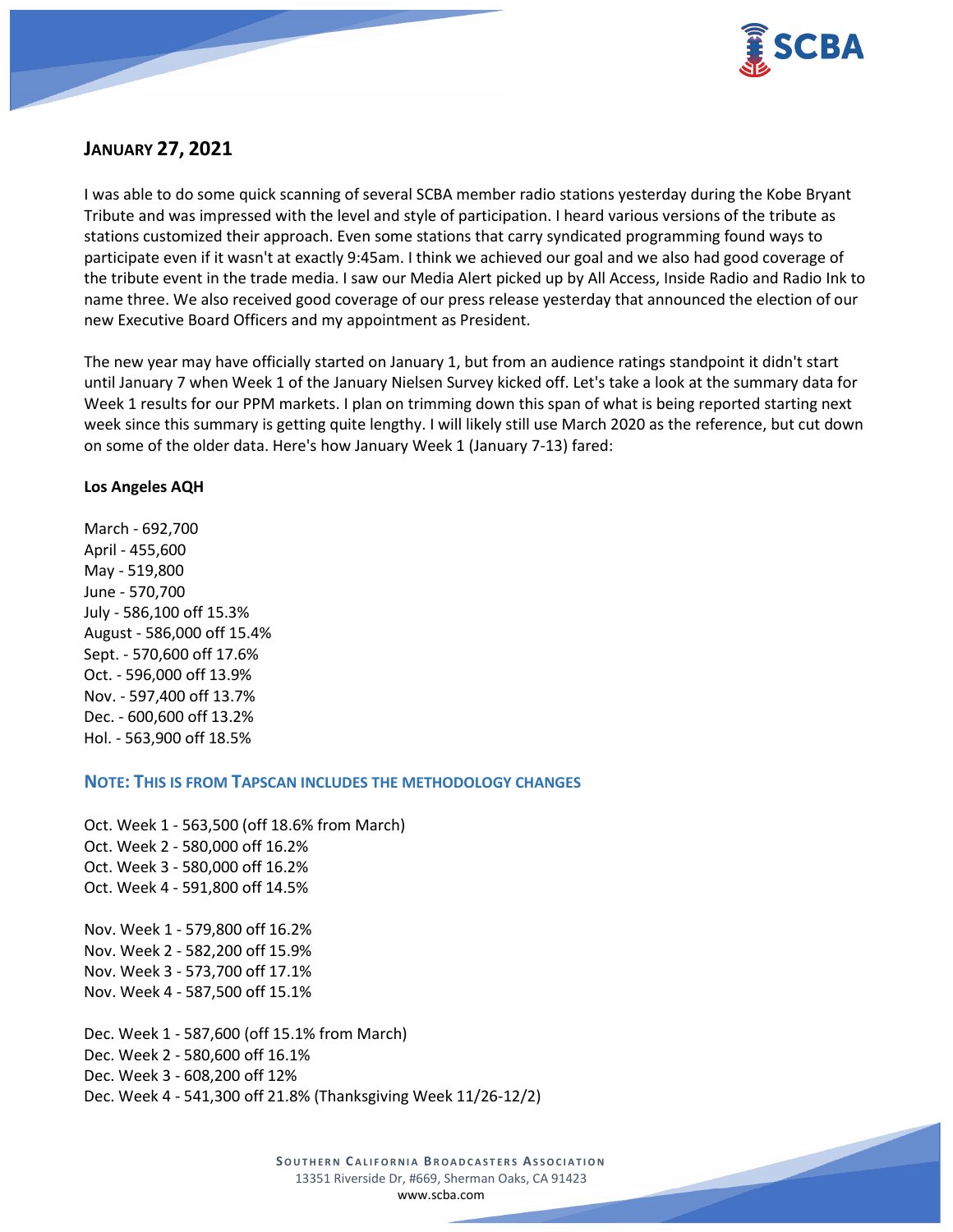## JANUARY 27, 2021

I was able to do some quick scanning of several SCBA member radio stations yesterday during the Kobe Bryant Tribute and was impressed with the level and style of participation. I heard various versions of the tribute as stations customized their approach. Even some stations that carry syndicated programming found ways to participate even if it wasn't at exactly 9:45am. I think we achieved our goal and we also had good coverage of the tribute event in the trade media. I saw our Media Alert picked up by All Access, Inside Radio and Radio Ink to name three. We also received good coverage of our press release yesterday that announced the election of our new Executive Board Officers and my appointment as President.

The new year may have officially started on January 1, but from an audience ratings standpoint it didn't start until January 7 when Week 1 of the January Nielsen Survey kicked off. Let's take a look at the summary data for Week 1 results for our PPM markets. I plan on trimming down this span of what is being reported starting next week since this summary is getting quite lengthy. I will likely still use March 2020 as the reference, but cut down on some of the older data. Here's how January Week 1 (January 7-13) fared:

**Los Angeles AQH**

March - 692,700
April - 455,600
May - 519,800
June - 570,700
July - 586,100 off 15.3%
August - 586,000 off 15.4%
Sept. - 570,600 off 17.6%
Oct. - 596,000 off 13.9%
Nov. - 597,400 off 13.7%
Dec. - 600,600 off 13.2%
Hol. - 563,900 off 18.5%

### NOTE: THIS IS FROM TAPSCAN INCLUDES THE METHODOLOGY CHANGES

Oct. Week 1 - 563,500 (off 18.6% from March)
Oct. Week 2 - 580,000 off 16.2%
Oct. Week 3 - 580,000 off 16.2%
Oct. Week 4 - 591,800 off 14.5%

Nov. Week 1 - 579,800 off 16.2%
Nov. Week 2 - 582,200 off 15.9%
Nov. Week 3 - 573,700 off 17.1%
Nov. Week 4 - 587,500 off 15.1%

Dec. Week 1 - 587,600 (off 15.1% from March)
Dec. Week 2 - 580,600 off 16.1%
Dec. Week 3 - 608,200 off 12%
Dec. Week 4 - 541,300 off 21.8% (Thanksgiving Week 11/26-12/2)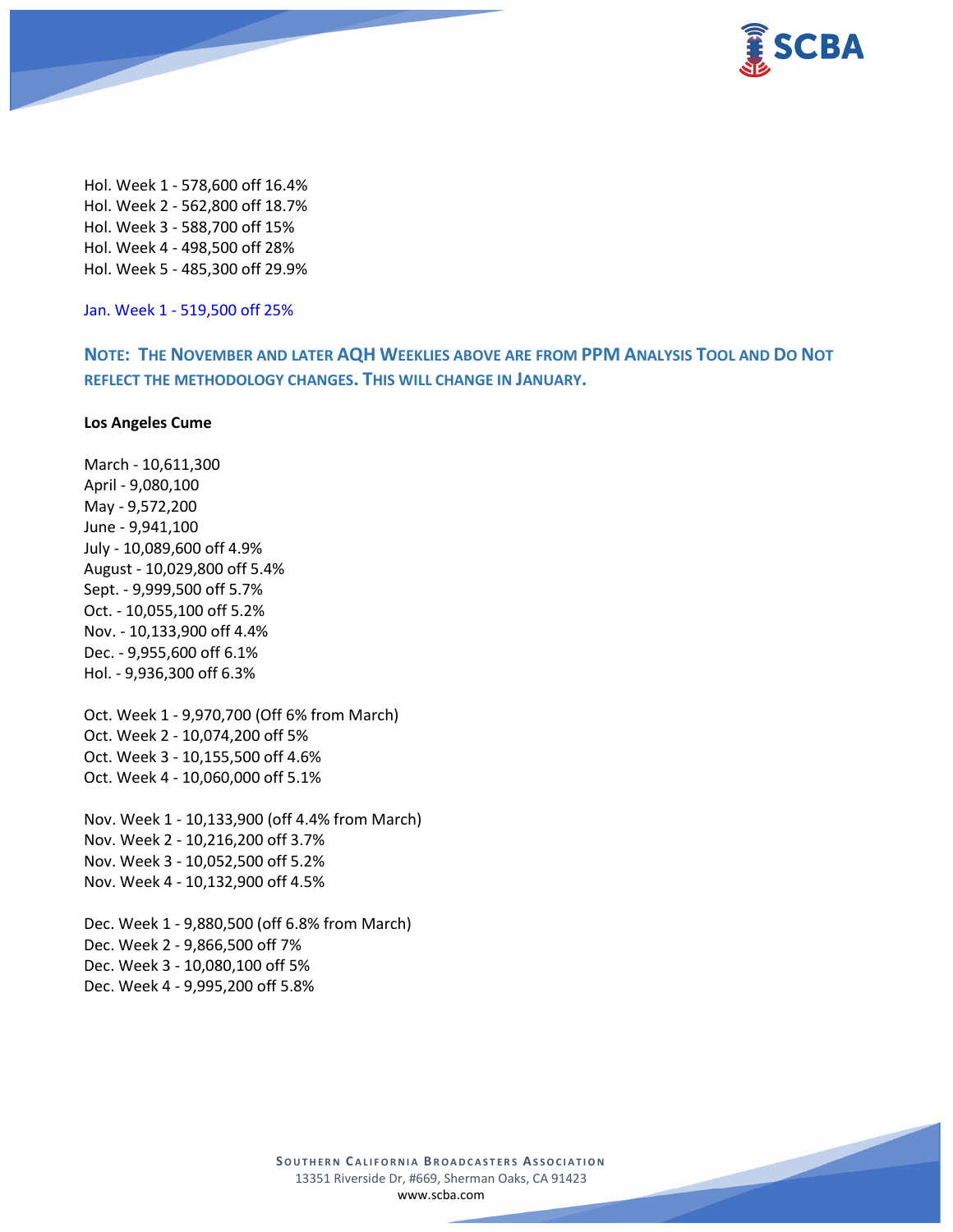Hol. Week 1 - 578,600 off 16.4%
Hol. Week 2 - 562,800 off 18.7%
Hol. Week 3 - 588,700 off 15%
Hol. Week 4 - 498,500 off 28%
Hol. Week 5 - 485,300 off 29.9%

Jan. Week 1 - 519,500 off 25%

### NOTE: THE NOVEMBER AND LATER AQH WEEKLIES ABOVE ARE FROM PPM ANALYSIS TOOL AND DO NOT REFLECT THE METHODOLOGY CHANGES. THIS WILL CHANGE IN JANUARY.

**Los Angeles Cume**

March - 10,611,300
April - 9,080,100
May - 9,572,200
June - 9,941,100
July - 10,089,600 off 4.9%
August - 10,029,800 off 5.4%
Sept. - 9,999,500 off 5.7%
Oct. - 10,055,100 off 5.2%
Nov. - 10,133,900 off 4.4%
Dec. - 9,955,600 off 6.1%
Hol. - 9,936,300 off 6.3%

Oct. Week 1 - 9,970,700 (Off 6% from March)
Oct. Week 2 - 10,074,200 off 5%
Oct. Week 3 - 10,155,500 off 4.6%
Oct. Week 4 - 10,060,000 off 5.1%

Nov. Week 1 - 10,133,900 (off 4.4% from March)
Nov. Week 2 - 10,216,200 off 3.7%
Nov. Week 3 - 10,052,500 off 5.2%
Nov. Week 4 - 10,132,900 off 4.5%

Dec. Week 1 - 9,880,500 (off 6.8% from March)
Dec. Week 2 - 9,866,500 off 7%
Dec. Week 3 - 10,080,100 off 5%
Dec. Week 4 - 9,995,200 off 5.8%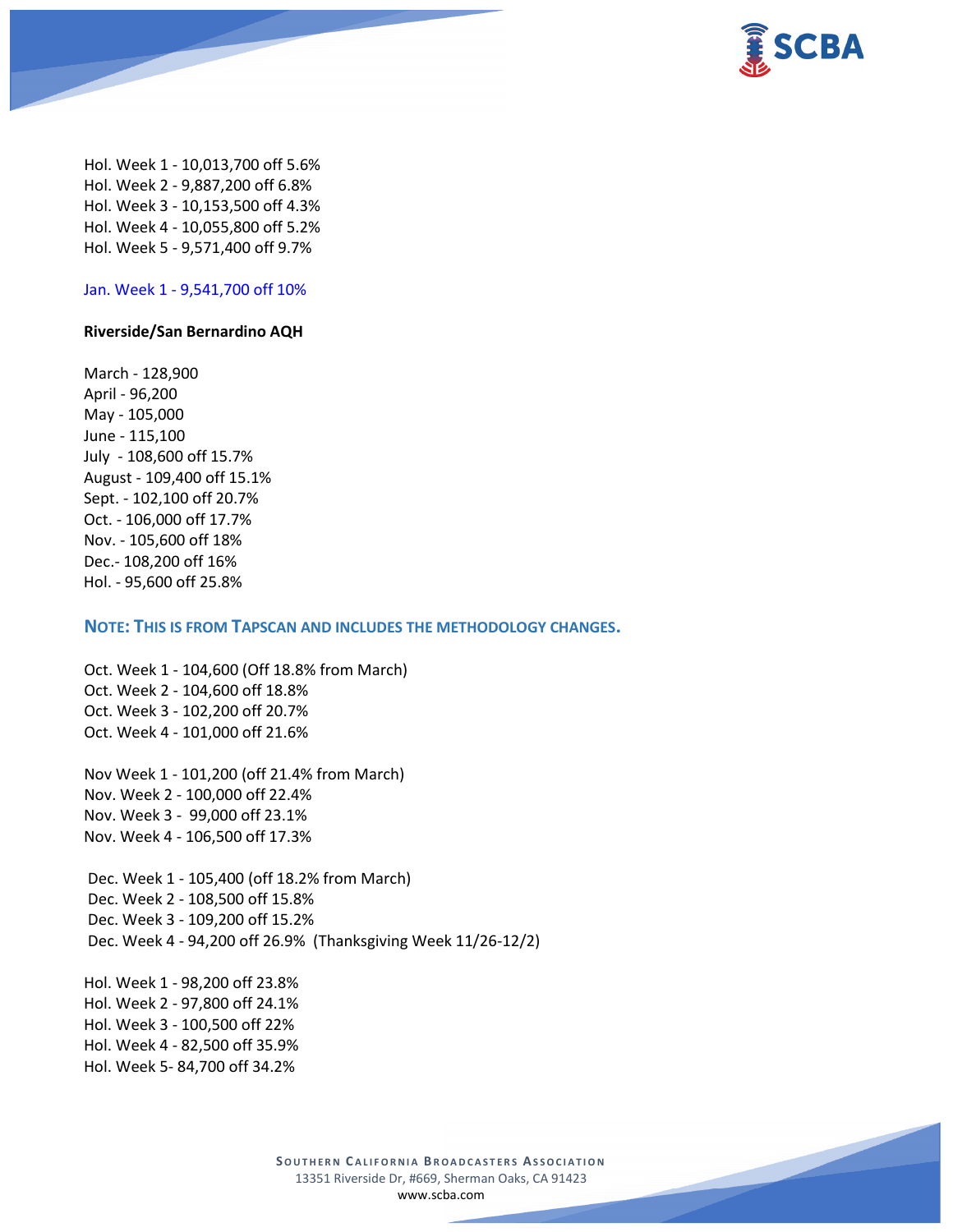Hol. Week 1 - 10,013,700 off 5.6%
Hol. Week 2 - 9,887,200 off 6.8%
Hol. Week 3 - 10,153,500 off 4.3%
Hol. Week 4 - 10,055,800 off 5.2%
Hol. Week 5 - 9,571,400 off 9.7%

Jan. Week 1 - 9,541,700 off 10%

**Riverside/San Bernardino AQH**

March - 128,900
April - 96,200
May - 105,000
June - 115,100
July - 108,600 off 15.7%
August - 109,400 off 15.1%
Sept. - 102,100 off 20.7%
Oct. - 106,000 off 17.7%
Nov. - 105,600 off 18%
Dec.- 108,200 off 16%
Hol. - 95,600 off 25.8%

**NOTE: THIS IS FROM TAPSCAN AND INCLUDES THE METHODOLOGY CHANGES.**

Oct. Week 1 - 104,600 (Off 18.8% from March)
Oct. Week 2 - 104,600 off 18.8%
Oct. Week 3 - 102,200 off 20.7%
Oct. Week 4 - 101,000 off 21.6%

Nov Week 1 - 101,200 (off 21.4% from March)
Nov. Week 2 - 100,000 off 22.4%
Nov. Week 3 - 99,000 off 23.1%
Nov. Week 4 - 106,500 off 17.3%

Dec. Week 1 - 105,400 (off 18.2% from March)
Dec. Week 2 - 108,500 off 15.8%
Dec. Week 3 - 109,200 off 15.2%
Dec. Week 4 - 94,200 off 26.9% (Thanksgiving Week 11/26-12/2)

Hol. Week 1 - 98,200 off 23.8%
Hol. Week 2 - 97,800 off 24.1%
Hol. Week 3 - 100,500 off 22%
Hol. Week 4 - 82,500 off 35.9%
Hol. Week 5- 84,700 off 34.2%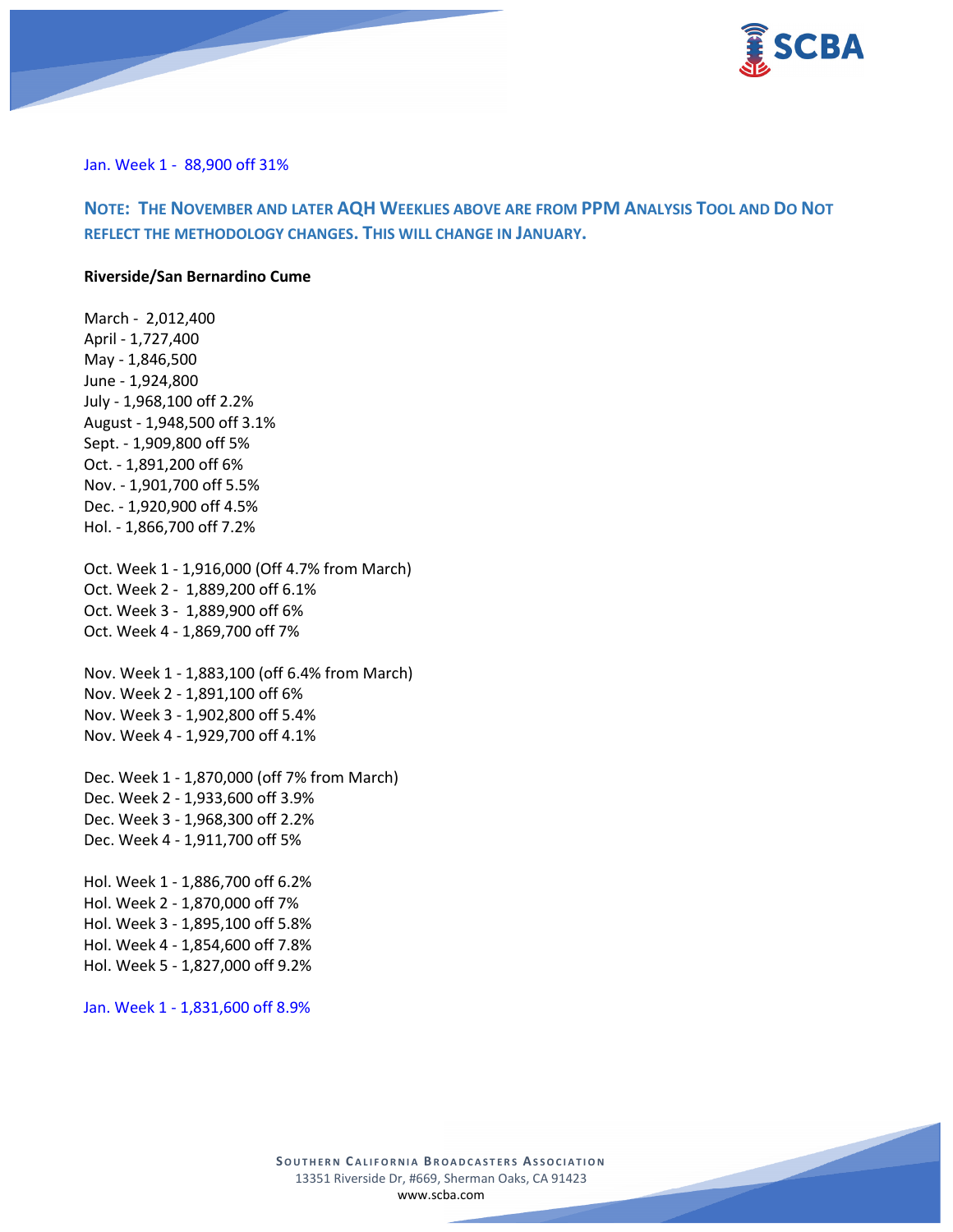Jan. Week 1 - 88,900 off 31%

**NOTE: THE NOVEMBER AND LATER AQH WEEKLIES ABOVE ARE FROM PPM ANALYSIS TOOL AND DO NOT REFLECT THE METHODOLOGY CHANGES. THIS WILL CHANGE IN JANUARY.**

**Riverside/San Bernardino Cume**

March - 2,012,400
April - 1,727,400
May - 1,846,500
June - 1,924,800
July - 1,968,100 off 2.2%
August - 1,948,500 off 3.1%
Sept. - 1,909,800 off 5%
Oct. - 1,891,200 off 6%
Nov. - 1,901,700 off 5.5%
Dec. - 1,920,900 off 4.5%
Hol. - 1,866,700 off 7.2%

Oct. Week 1 - 1,916,000 (Off 4.7% from March)
Oct. Week 2 - 1,889,200 off 6.1%
Oct. Week 3 - 1,889,900 off 6%
Oct. Week 4 - 1,869,700 off 7%

Nov. Week 1 - 1,883,100 (off 6.4% from March)
Nov. Week 2 - 1,891,100 off 6%
Nov. Week 3 - 1,902,800 off 5.4%
Nov. Week 4 - 1,929,700 off 4.1%

Dec. Week 1 - 1,870,000 (off 7% from March)
Dec. Week 2 - 1,933,600 off 3.9%
Dec. Week 3 - 1,968,300 off 2.2%
Dec. Week 4 - 1,911,700 off 5%

Hol. Week 1 - 1,886,700 off 6.2%
Hol. Week 2 - 1,870,000 off 7%
Hol. Week 3 - 1,895,100 off 5.8%
Hol. Week 4 - 1,854,600 off 7.8%
Hol. Week 5 - 1,827,000 off 9.2%

Jan. Week 1 - 1,831,600 off 8.9%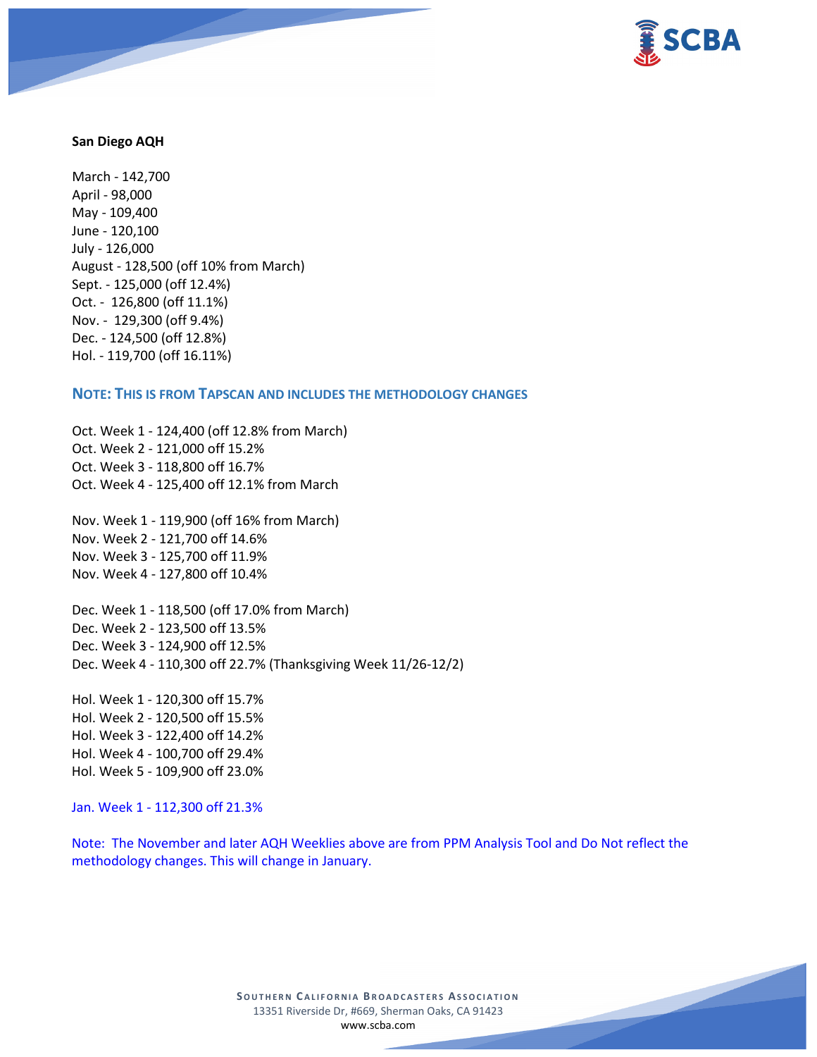**San Diego AQH**

March - 142,700
April - 98,000
May - 109,400
June - 120,100
July - 126,000
August - 128,500 (off 10% from March)
Sept. - 125,000 (off 12.4%)
Oct. - 126,800 (off 11.1%)
Nov. - 129,300 (off 9.4%)
Dec. - 124,500 (off 12.8%)
Hol. - 119,700 (off 16.11%)

### NOTE: THIS IS FROM TAPSCAN AND INCLUDES THE METHODOLOGY CHANGES

Oct. Week 1 - 124,400 (off 12.8% from March)
Oct. Week 2 - 121,000 off 15.2%
Oct. Week 3 - 118,800 off 16.7%
Oct. Week 4 - 125,400 off 12.1% from March

Nov. Week 1 - 119,900 (off 16% from March)
Nov. Week 2 - 121,700 off 14.6%
Nov. Week 3 - 125,700 off 11.9%
Nov. Week 4 - 127,800 off 10.4%

Dec. Week 1 - 118,500 (off 17.0% from March)
Dec. Week 2 - 123,500 off 13.5%
Dec. Week 3 - 124,900 off 12.5%
Dec. Week 4 - 110,300 off 22.7% (Thanksgiving Week 11/26-12/2)

Hol. Week 1 - 120,300 off 15.7%
Hol. Week 2 - 120,500 off 15.5%
Hol. Week 3 - 122,400 off 14.2%
Hol. Week 4 - 100,700 off 29.4%
Hol. Week 5 - 109,900 off 23.0%

Jan. Week 1 - 112,300 off 21.3%

Note: The November and later AQH Weeklies above are from PPM Analysis Tool and Do Not reflect the methodology changes. This will change in January.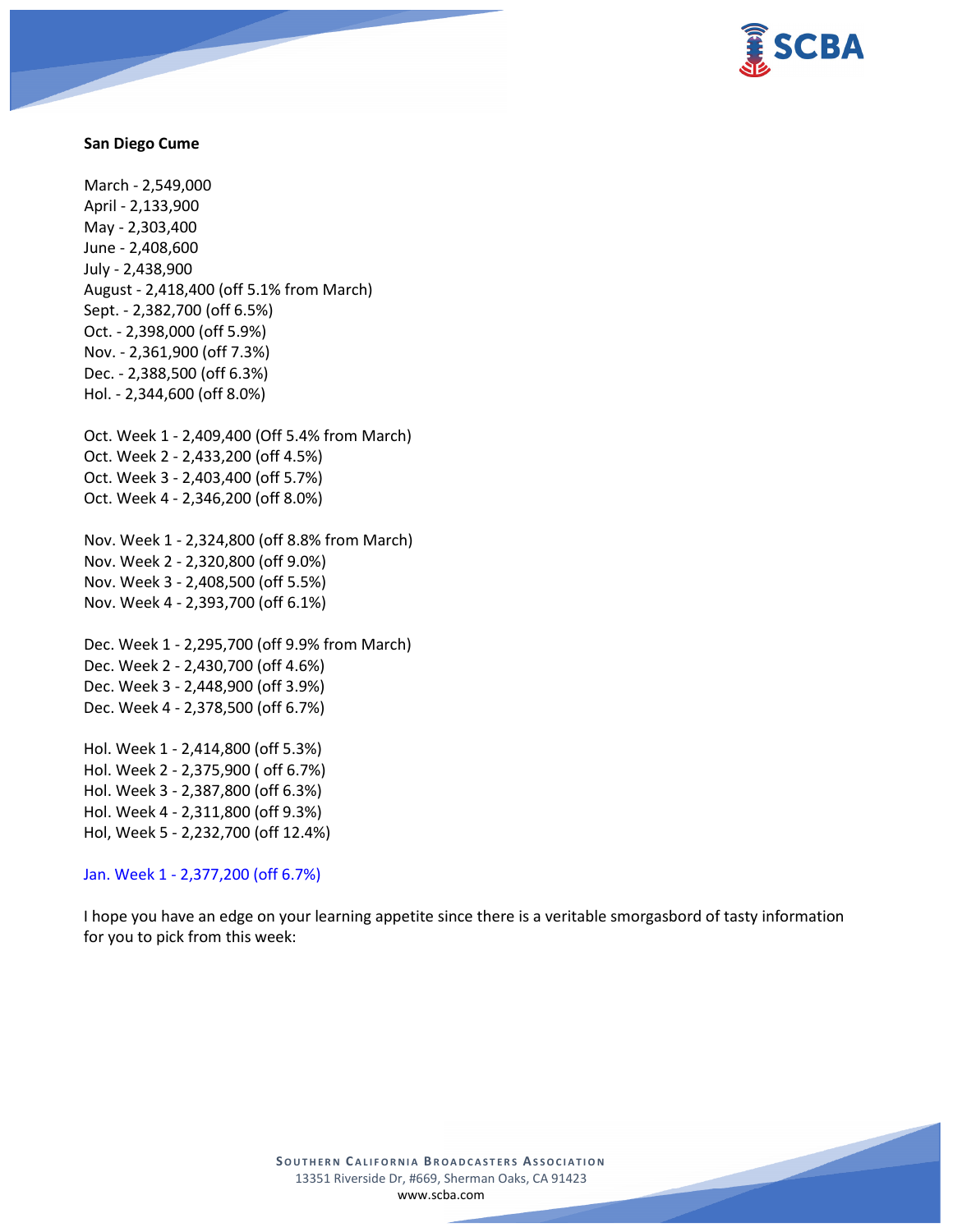**San Diego Cume**

March - 2,549,000
April - 2,133,900
May - 2,303,400
June - 2,408,600
July - 2,438,900
August - 2,418,400 (off 5.1% from March)
Sept. - 2,382,700 (off 6.5%)
Oct. - 2,398,000 (off 5.9%)
Nov. - 2,361,900 (off 7.3%)
Dec. - 2,388,500 (off 6.3%)
Hol. - 2,344,600 (off 8.0%)

Oct. Week 1 - 2,409,400 (Off 5.4% from March)
Oct. Week 2 - 2,433,200 (off 4.5%)
Oct. Week 3 - 2,403,400 (off 5.7%)
Oct. Week 4 - 2,346,200 (off 8.0%)

Nov. Week 1 - 2,324,800 (off 8.8% from March)
Nov. Week 2 - 2,320,800 (off 9.0%)
Nov. Week 3 - 2,408,500 (off 5.5%)
Nov. Week 4 - 2,393,700 (off 6.1%)

Dec. Week 1 - 2,295,700 (off 9.9% from March)
Dec. Week 2 - 2,430,700 (off 4.6%)
Dec. Week 3 - 2,448,900 (off 3.9%)
Dec. Week 4 - 2,378,500 (off 6.7%)

Hol. Week 1 - 2,414,800 (off 5.3%)
Hol. Week 2 - 2,375,900 ( off 6.7%)
Hol. Week 3 - 2,387,800 (off 6.3%)
Hol. Week 4 - 2,311,800 (off 9.3%)
Hol, Week 5 - 2,232,700 (off 12.4%)

Jan. Week 1 - 2,377,200 (off 6.7%)

I hope you have an edge on your learning appetite since there is a veritable smorgasbord of tasty information for you to pick from this week: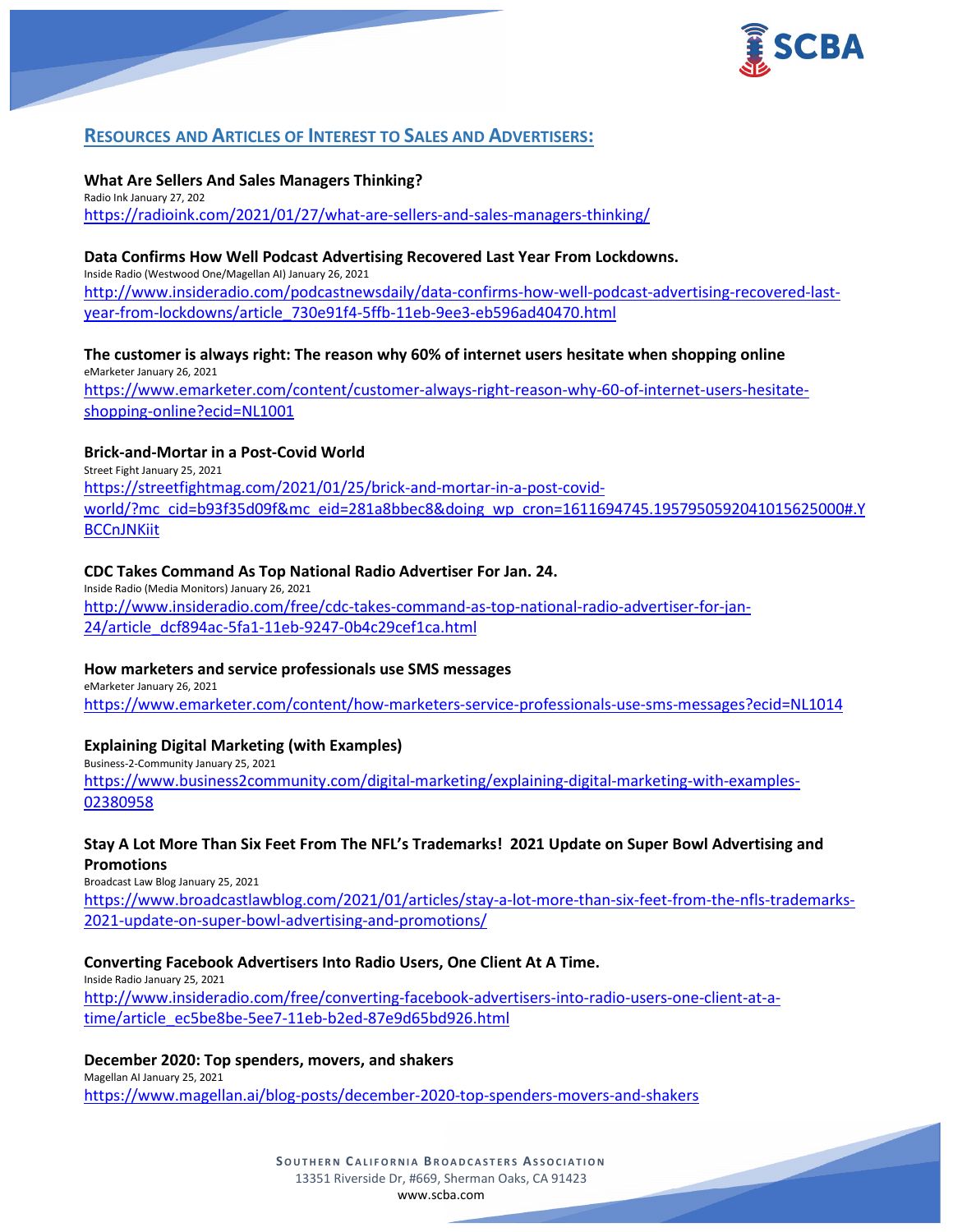## RESOURCES AND ARTICLES OF INTEREST TO SALES AND ADVERTISERS:

**What Are Sellers And Sales Managers Thinking?**
Radio Ink January 27, 202
https://radioink.com/2021/01/27/what-are-sellers-and-sales-managers-thinking/

**Data Confirms How Well Podcast Advertising Recovered Last Year From Lockdowns.**
Inside Radio (Westwood One/Magellan AI) January 26, 2021
http://www.insideradio.com/podcastnewsdaily/data-confirms-how-well-podcast-advertising-recovered-last-year-from-lockdowns/article_730e91f4-5ffb-11eb-9ee3-eb596ad40470.html

**The customer is always right: The reason why 60% of internet users hesitate when shopping online**
eMarketer January 26, 2021
https://www.emarketer.com/content/customer-always-right-reason-why-60-of-internet-users-hesitate-shopping-online?ecid=NL1001

**Brick-and-Mortar in a Post-Covid World**
Street Fight January 25, 2021
https://streetfightmag.com/2021/01/25/brick-and-mortar-in-a-post-covid-world/?mc_cid=b93f35d09f&mc_eid=281a8bbec8&doing_wp_cron=1611694745.1957950592041015625000#.YBCCnJNKiit

**CDC Takes Command As Top National Radio Advertiser For Jan. 24.**
Inside Radio (Media Monitors) January 26, 2021
http://www.insideradio.com/free/cdc-takes-command-as-top-national-radio-advertiser-for-jan-24/article_dcf894ac-5fa1-11eb-9247-0b4c29cef1ca.html

**How marketers and service professionals use SMS messages**
eMarketer January 26, 2021
https://www.emarketer.com/content/how-marketers-service-professionals-use-sms-messages?ecid=NL1014

**Explaining Digital Marketing (with Examples)**
Business-2-Community January 25, 2021
https://www.business2community.com/digital-marketing/explaining-digital-marketing-with-examples-02380958

**Stay A Lot More Than Six Feet From The NFL's Trademarks! 2021 Update on Super Bowl Advertising and Promotions**
Broadcast Law Blog January 25, 2021
https://www.broadcastlawblog.com/2021/01/articles/stay-a-lot-more-than-six-feet-from-the-nfls-trademarks-2021-update-on-super-bowl-advertising-and-promotions/

**Converting Facebook Advertisers Into Radio Users, One Client At A Time.**
Inside Radio January 25, 2021
http://www.insideradio.com/free/converting-facebook-advertisers-into-radio-users-one-client-at-a-time/article_ec5be8be-5ee7-11eb-b2ed-87e9d65bd926.html

**December 2020: Top spenders, movers, and shakers**
Magellan AI January 25, 2021
https://www.magellan.ai/blog-posts/december-2020-top-spenders-movers-and-shakers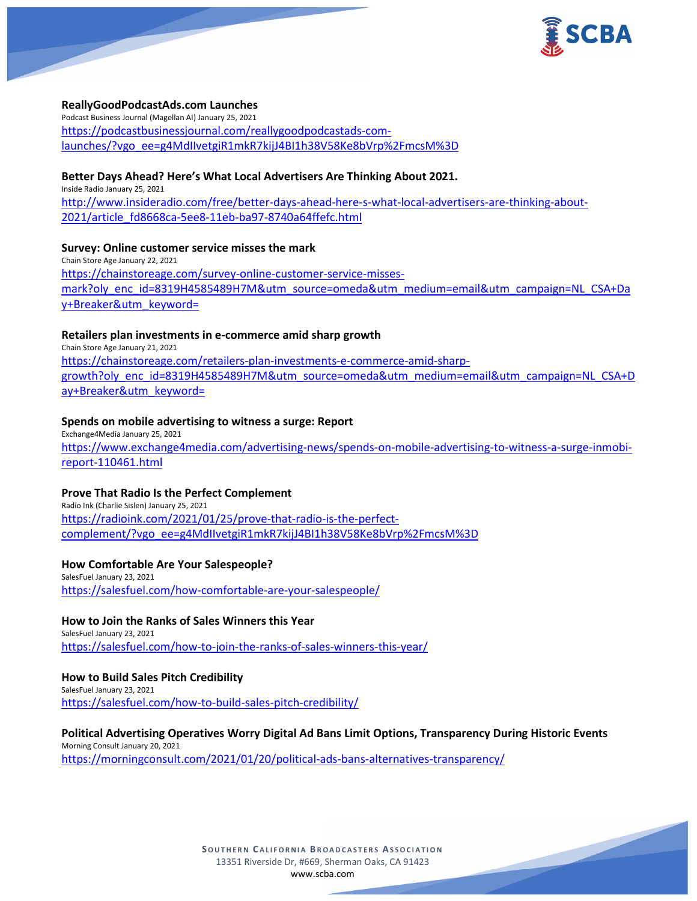**ReallyGoodPodcastAds.com Launches**
Podcast Business Journal (Magellan AI) January 25, 2021
https://podcastbusinessjournal.com/reallygoodpodcastads-com-launches/?vgo_ee=g4MdIIvetgiR1mkR7kijJ4BI1h38V58Ke8bVrp%2FmcsM%3D

**Better Days Ahead? Here's What Local Advertisers Are Thinking About 2021.**
Inside Radio January 25, 2021
http://www.insideradio.com/free/better-days-ahead-here-s-what-local-advertisers-are-thinking-about-2021/article_fd8668ca-5ee8-11eb-ba97-8740a64ffefc.html

**Survey: Online customer service misses the mark**
Chain Store Age January 22, 2021
https://chainstoreage.com/survey-online-customer-service-misses-mark?oly_enc_id=8319H4585489H7M&utm_source=omeda&utm_medium=email&utm_campaign=NL_CSA+Day+Breaker&utm_keyword=

**Retailers plan investments in e-commerce amid sharp growth**
Chain Store Age January 21, 2021
https://chainstoreage.com/retailers-plan-investments-e-commerce-amid-sharp-growth?oly_enc_id=8319H4585489H7M&utm_source=omeda&utm_medium=email&utm_campaign=NL_CSA+Day+Breaker&utm_keyword=

**Spends on mobile advertising to witness a surge: Report**
Exchange4Media January 25, 2021
https://www.exchange4media.com/advertising-news/spends-on-mobile-advertising-to-witness-a-surge-inmobi-report-110461.html

**Prove That Radio Is the Perfect Complement**
Radio Ink (Charlie Sislen) January 25, 2021
https://radioink.com/2021/01/25/prove-that-radio-is-the-perfect-complement/?vgo_ee=g4MdIIvetgiR1mkR7kijJ4BI1h38V58Ke8bVrp%2FmcsM%3D

**How Comfortable Are Your Salespeople?**
SalesFuel January 23, 2021
https://salesfuel.com/how-comfortable-are-your-salespeople/

**How to Join the Ranks of Sales Winners this Year**
SalesFuel January 23, 2021
https://salesfuel.com/how-to-join-the-ranks-of-sales-winners-this-year/

**How to Build Sales Pitch Credibility**
SalesFuel January 23, 2021
https://salesfuel.com/how-to-build-sales-pitch-credibility/

**Political Advertising Operatives Worry Digital Ad Bans Limit Options, Transparency During Historic Events**
Morning Consult January 20, 2021
https://morningconsult.com/2021/01/20/political-ads-bans-alternatives-transparency/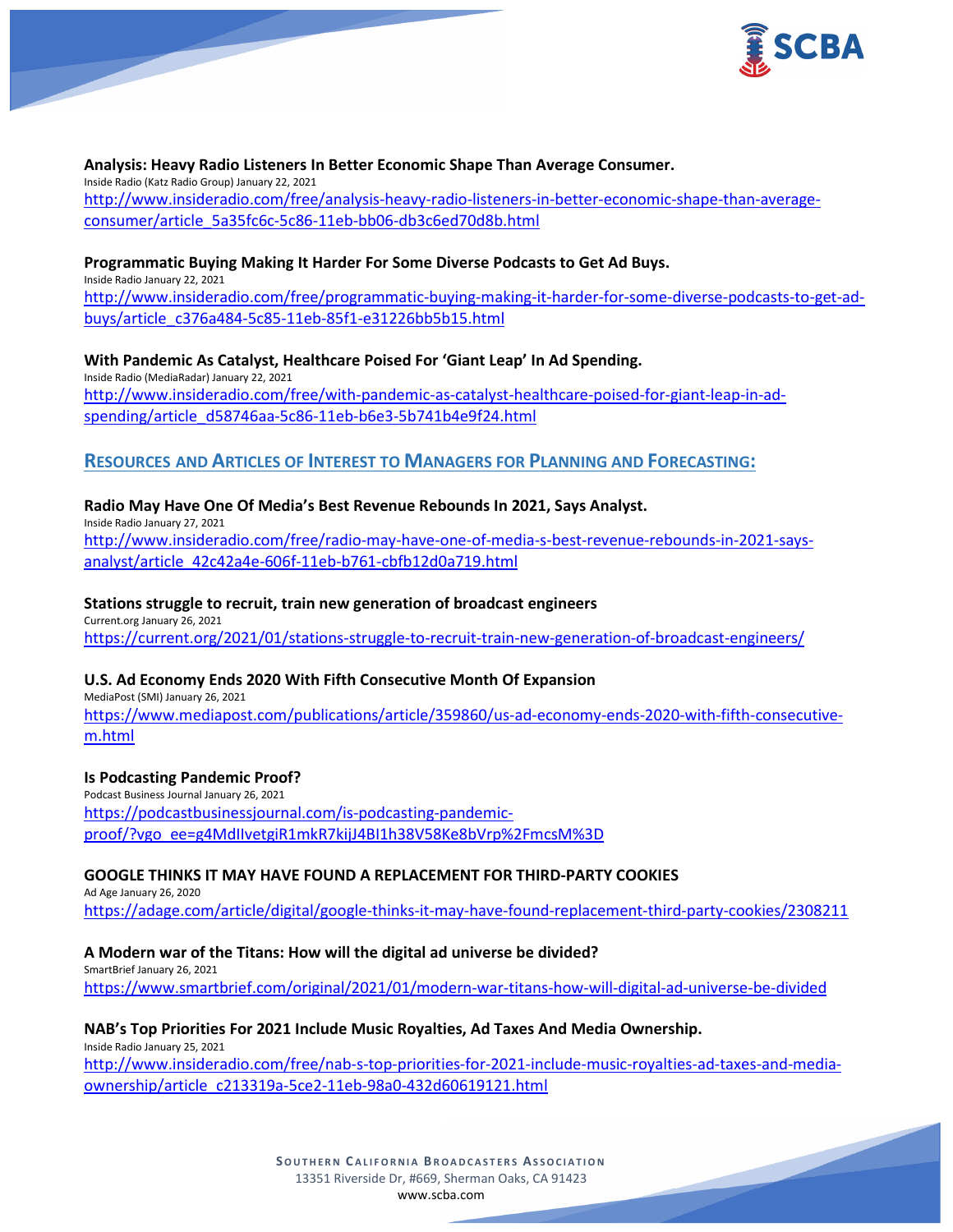**Analysis: Heavy Radio Listeners In Better Economic Shape Than Average Consumer.**
Inside Radio (Katz Radio Group) January 22, 2021
[http://www.insideradio.com/free/analysis-heavy-radio-listeners-in-better-economic-shape-than-average-consumer/article_5a35fc6c-5c86-11eb-bb06-db3c6ed70d8b.html](http://www.insideradio.com/free/analysis-heavy-radio-listeners-in-better-economic-shape-than-average-consumer/article_5a35fc6c-5c86-11eb-bb06-db3c6ed70d8b.html)

**Programmatic Buying Making It Harder For Some Diverse Podcasts to Get Ad Buys.**
Inside Radio January 22, 2021
[http://www.insideradio.com/free/programmatic-buying-making-it-harder-for-some-diverse-podcasts-to-get-ad-buys/article_c376a484-5c85-11eb-85f1-e31226bb5b15.html](http://www.insideradio.com/free/programmatic-buying-making-it-harder-for-some-diverse-podcasts-to-get-ad-buys/article_c376a484-5c85-11eb-85f1-e31226bb5b15.html)

**With Pandemic As Catalyst, Healthcare Poised For 'Giant Leap' In Ad Spending.**
Inside Radio (MediaRadar) January 22, 2021
[http://www.insideradio.com/free/with-pandemic-as-catalyst-healthcare-poised-for-giant-leap-in-ad-spending/article_d58746aa-5c86-11eb-b6e3-5b741b4e9f24.html](http://www.insideradio.com/free/with-pandemic-as-catalyst-healthcare-poised-for-giant-leap-in-ad-spending/article_d58746aa-5c86-11eb-b6e3-5b741b4e9f24.html)

## RESOURCES AND ARTICLES OF INTEREST TO MANAGERS FOR PLANNING AND FORECASTING:

**Radio May Have One Of Media's Best Revenue Rebounds In 2021, Says Analyst.**
Inside Radio January 27, 2021
[http://www.insideradio.com/free/radio-may-have-one-of-media-s-best-revenue-rebounds-in-2021-says-analyst/article_42c42a4e-606f-11eb-b761-cbfb12d0a719.html](http://www.insideradio.com/free/radio-may-have-one-of-media-s-best-revenue-rebounds-in-2021-says-analyst/article_42c42a4e-606f-11eb-b761-cbfb12d0a719.html)

**Stations struggle to recruit, train new generation of broadcast engineers**
Current.org January 26, 2021
[https://current.org/2021/01/stations-struggle-to-recruit-train-new-generation-of-broadcast-engineers/](https://current.org/2021/01/stations-struggle-to-recruit-train-new-generation-of-broadcast-engineers/)

**U.S. Ad Economy Ends 2020 With Fifth Consecutive Month Of Expansion**
MediaPost (SMI) January 26, 2021
[https://www.mediapost.com/publications/article/359860/us-ad-economy-ends-2020-with-fifth-consecutive-m.html](https://www.mediapost.com/publications/article/359860/us-ad-economy-ends-2020-with-fifth-consecutive-m.html)

**Is Podcasting Pandemic Proof?**
Podcast Business Journal January 26, 2021
[https://podcastbusinessjournal.com/is-podcasting-pandemic-proof/?vgo_ee=g4MdIlvetgiR1mkR7kijJ4BI1h38V58Ke8bVrp%2FmcsM%3D](https://podcastbusinessjournal.com/is-podcasting-pandemic-proof/?vgo_ee=g4MdIlvetgiR1mkR7kijJ4BI1h38V58Ke8bVrp%2FmcsM%3D)

**GOOGLE THINKS IT MAY HAVE FOUND A REPLACEMENT FOR THIRD-PARTY COOKIES**
Ad Age January 26, 2020
[https://adage.com/article/digital/google-thinks-it-may-have-found-replacement-third-party-cookies/2308211](https://adage.com/article/digital/google-thinks-it-may-have-found-replacement-third-party-cookies/2308211)

**A Modern war of the Titans: How will the digital ad universe be divided?**
SmartBrief January 26, 2021
[https://www.smartbrief.com/original/2021/01/modern-war-titans-how-will-digital-ad-universe-be-divided](https://www.smartbrief.com/original/2021/01/modern-war-titans-how-will-digital-ad-universe-be-divided)

**NAB's Top Priorities For 2021 Include Music Royalties, Ad Taxes And Media Ownership.**
Inside Radio January 25, 2021
[http://www.insideradio.com/free/nab-s-top-priorities-for-2021-include-music-royalties-ad-taxes-and-media-ownership/article_c213319a-5ce2-11eb-98a0-432d60619121.html](http://www.insideradio.com/free/nab-s-top-priorities-for-2021-include-music-royalties-ad-taxes-and-media-ownership/article_c213319a-5ce2-11eb-98a0-432d60619121.html)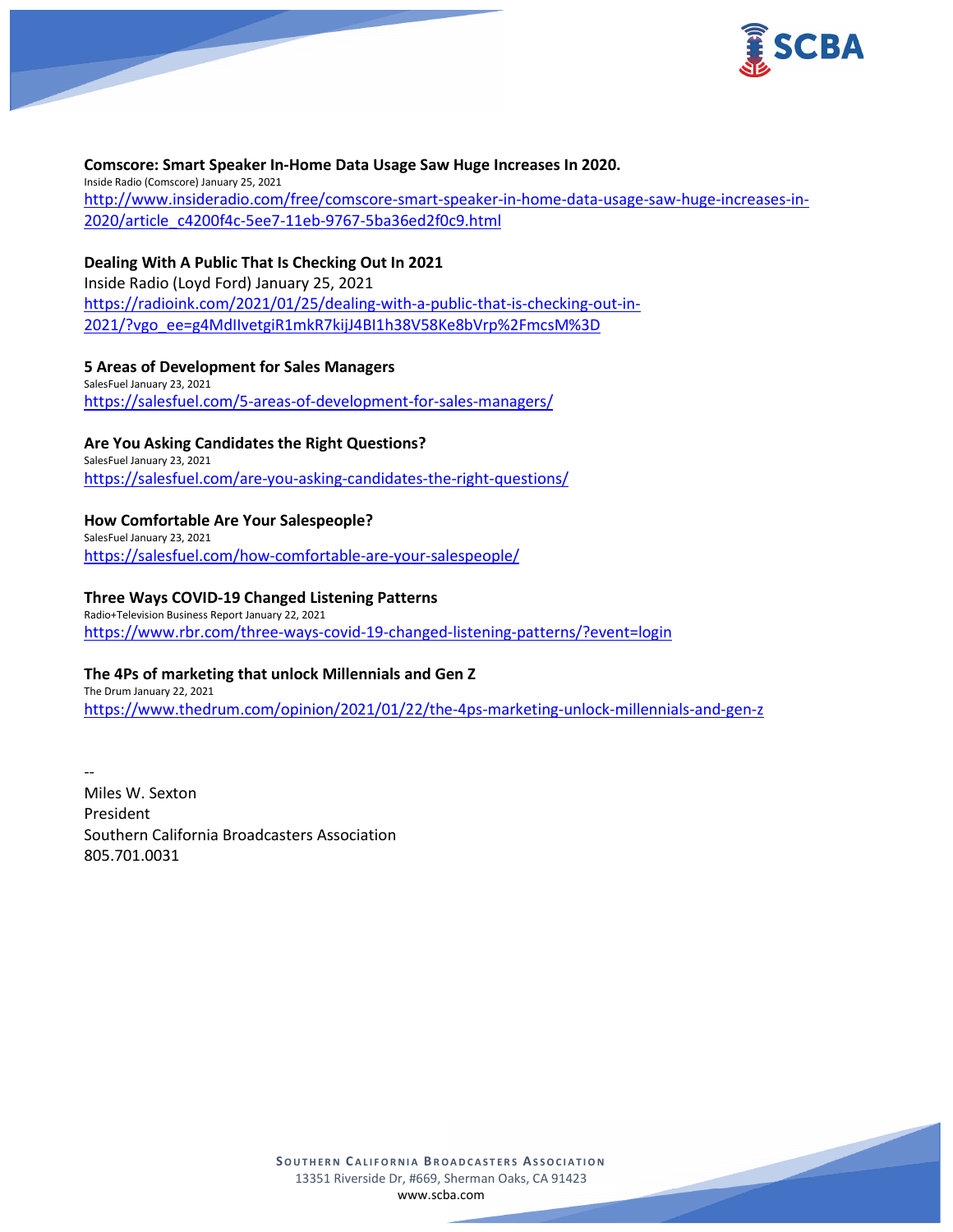**Comscore: Smart Speaker In-Home Data Usage Saw Huge Increases In 2020.**
Inside Radio (Comscore) January 25, 2021
http://www.insideradio.com/free/comscore-smart-speaker-in-home-data-usage-saw-huge-increases-in-2020/article_c4200f4c-5ee7-11eb-9767-5ba36ed2f0c9.html

**Dealing With A Public That Is Checking Out In 2021**
Inside Radio (Loyd Ford) January 25, 2021
https://radioink.com/2021/01/25/dealing-with-a-public-that-is-checking-out-in-2021/?vgo_ee=g4MdIIvetgiR1mkR7kijJ4BI1h38V58Ke8bVrp%2FmcsM%3D

**5 Areas of Development for Sales Managers**
SalesFuel January 23, 2021
https://salesfuel.com/5-areas-of-development-for-sales-managers/

**Are You Asking Candidates the Right Questions?**
SalesFuel January 23, 2021
https://salesfuel.com/are-you-asking-candidates-the-right-questions/

**How Comfortable Are Your Salespeople?**
SalesFuel January 23, 2021
https://salesfuel.com/how-comfortable-are-your-salespeople/

**Three Ways COVID-19 Changed Listening Patterns**
Radio+Television Business Report January 22, 2021
https://www.rbr.com/three-ways-covid-19-changed-listening-patterns/?event=login

**The 4Ps of marketing that unlock Millennials and Gen Z**
The Drum January 22, 2021
https://www.thedrum.com/opinion/2021/01/22/the-4ps-marketing-unlock-millennials-and-gen-z

--
Miles W. Sexton
President
Southern California Broadcasters Association
805.701.0031